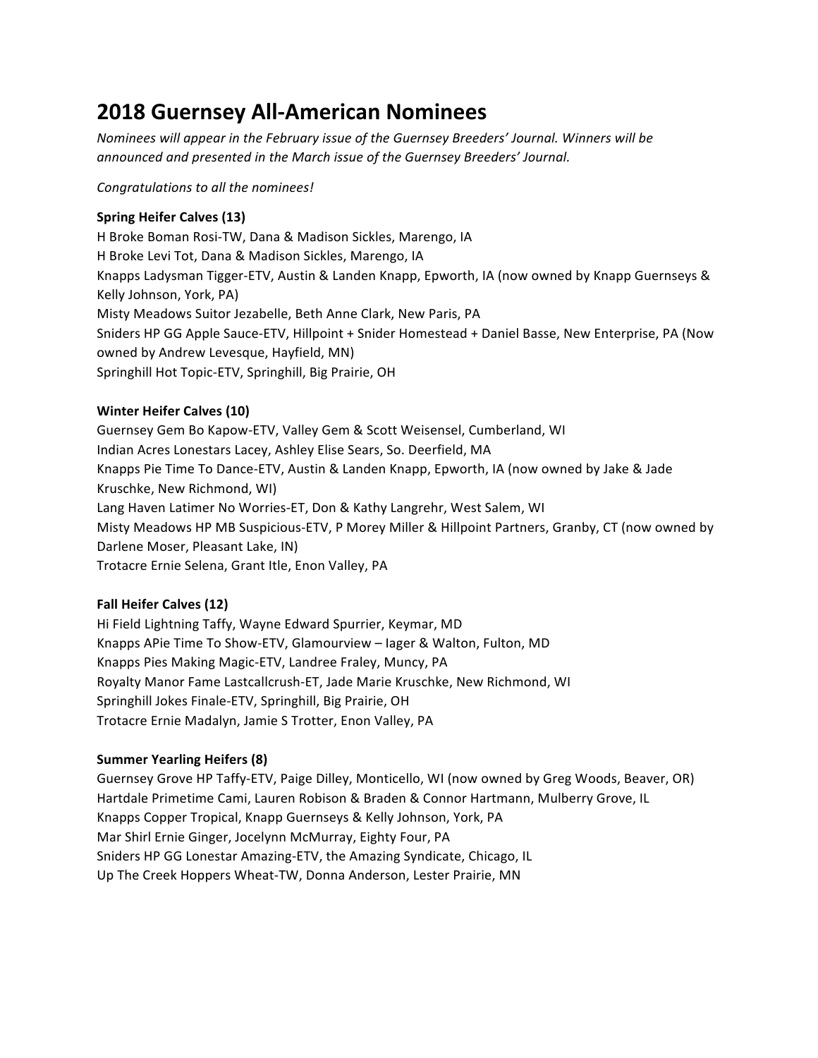# 2018 Guernsey All-American Nominees

*Nominees will appear in the February issue of the Guernsey Breeders' Journal. Winners will be announced and presented in the March issue of the Guernsey Breeders' Journal.*

*Congratulations to all the nominees!*

**Spring Heifer Calves (13)**

H Broke Boman Rosi-TW, Dana & Madison Sickles, Marengo, IA
H Broke Levi Tot, Dana & Madison Sickles, Marengo, IA
Knapps Ladysman Tigger-ETV, Austin & Landen Knapp, Epworth, IA (now owned by Knapp Guernseys & Kelly Johnson, York, PA)
Misty Meadows Suitor Jezabelle, Beth Anne Clark, New Paris, PA
Sniders HP GG Apple Sauce-ETV, Hillpoint + Snider Homestead + Daniel Basse, New Enterprise, PA (Now owned by Andrew Levesque, Hayfield, MN)
Springhill Hot Topic-ETV, Springhill, Big Prairie, OH

**Winter Heifer Calves (10)**

Guernsey Gem Bo Kapow-ETV, Valley Gem & Scott Weisensel, Cumberland, WI
Indian Acres Lonestars Lacey, Ashley Elise Sears, So. Deerfield, MA
Knapps Pie Time To Dance-ETV, Austin & Landen Knapp, Epworth, IA (now owned by Jake & Jade Kruschke, New Richmond, WI)
Lang Haven Latimer No Worries-ET, Don & Kathy Langrehr, West Salem, WI
Misty Meadows HP MB Suspicious-ETV, P Morey Miller & Hillpoint Partners, Granby, CT (now owned by Darlene Moser, Pleasant Lake, IN)
Trotacre Ernie Selena, Grant Itle, Enon Valley, PA

**Fall Heifer Calves (12)**

Hi Field Lightning Taffy, Wayne Edward Spurrier, Keymar, MD
Knapps APie Time To Show-ETV, Glamourview – Iager & Walton, Fulton, MD
Knapps Pies Making Magic-ETV, Landree Fraley, Muncy, PA
Royalty Manor Fame Lastcallcrush-ET, Jade Marie Kruschke, New Richmond, WI
Springhill Jokes Finale-ETV, Springhill, Big Prairie, OH
Trotacre Ernie Madalyn, Jamie S Trotter, Enon Valley, PA

**Summer Yearling Heifers (8)**

Guernsey Grove HP Taffy-ETV, Paige Dilley, Monticello, WI (now owned by Greg Woods, Beaver, OR)
Hartdale Primetime Cami, Lauren Robison & Braden & Connor Hartmann, Mulberry Grove, IL
Knapps Copper Tropical, Knapp Guernseys & Kelly Johnson, York, PA
Mar Shirl Ernie Ginger, Jocelynn McMurray, Eighty Four, PA
Sniders HP GG Lonestar Amazing-ETV, the Amazing Syndicate, Chicago, IL
Up The Creek Hoppers Wheat-TW, Donna Anderson, Lester Prairie, MN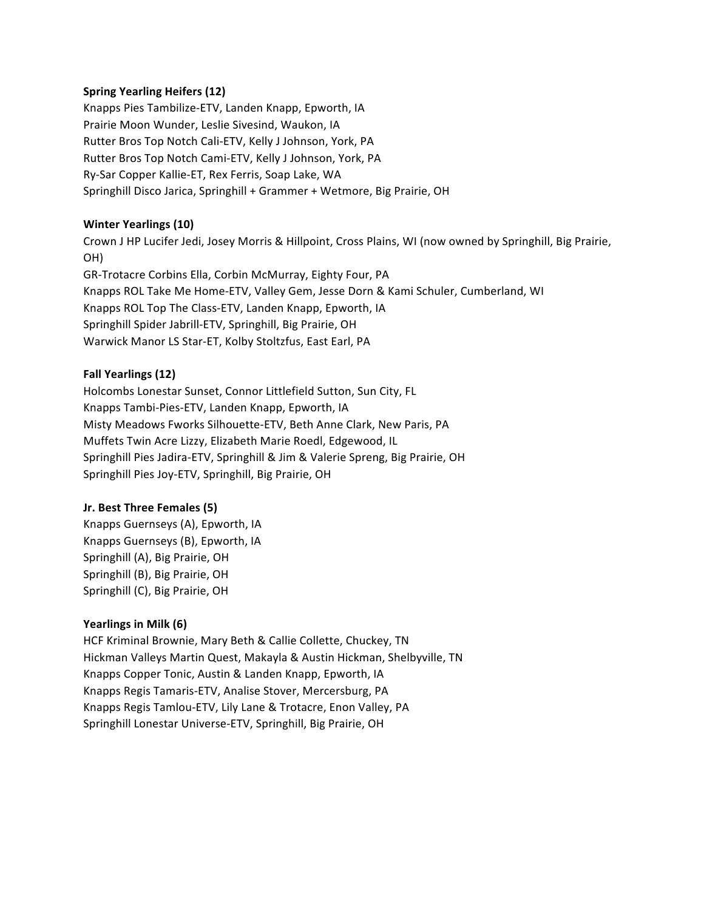**Spring Yearling Heifers (12)**
Knapps Pies Tambilize-ETV, Landen Knapp, Epworth, IA
Prairie Moon Wunder, Leslie Sivesind, Waukon, IA
Rutter Bros Top Notch Cali-ETV, Kelly J Johnson, York, PA
Rutter Bros Top Notch Cami-ETV, Kelly J Johnson, York, PA
Ry-Sar Copper Kallie-ET, Rex Ferris, Soap Lake, WA
Springhill Disco Jarica, Springhill + Grammer + Wetmore, Big Prairie, OH

**Winter Yearlings (10)**
Crown J HP Lucifer Jedi, Josey Morris & Hillpoint, Cross Plains, WI (now owned by Springhill, Big Prairie, OH)
GR-Trotacre Corbins Ella, Corbin McMurray, Eighty Four, PA
Knapps ROL Take Me Home-ETV, Valley Gem, Jesse Dorn & Kami Schuler, Cumberland, WI
Knapps ROL Top The Class-ETV, Landen Knapp, Epworth, IA
Springhill Spider Jabrill-ETV, Springhill, Big Prairie, OH
Warwick Manor LS Star-ET, Kolby Stoltzfus, East Earl, PA

**Fall Yearlings (12)**
Holcombs Lonestar Sunset, Connor Littlefield Sutton, Sun City, FL
Knapps Tambi-Pies-ETV, Landen Knapp, Epworth, IA
Misty Meadows Fworks Silhouette-ETV, Beth Anne Clark, New Paris, PA
Muffets Twin Acre Lizzy, Elizabeth Marie Roedl, Edgewood, IL
Springhill Pies Jadira-ETV, Springhill & Jim & Valerie Spreng, Big Prairie, OH
Springhill Pies Joy-ETV, Springhill, Big Prairie, OH

**Jr. Best Three Females (5)**
Knapps Guernseys (A), Epworth, IA
Knapps Guernseys (B), Epworth, IA
Springhill (A), Big Prairie, OH
Springhill (B), Big Prairie, OH
Springhill (C), Big Prairie, OH

**Yearlings in Milk (6)**
HCF Kriminal Brownie, Mary Beth & Callie Collette, Chuckey, TN
Hickman Valleys Martin Quest, Makayla & Austin Hickman, Shelbyville, TN
Knapps Copper Tonic, Austin & Landen Knapp, Epworth, IA
Knapps Regis Tamaris-ETV, Analise Stover, Mercersburg, PA
Knapps Regis Tamlou-ETV, Lily Lane & Trotacre, Enon Valley, PA
Springhill Lonestar Universe-ETV, Springhill, Big Prairie, OH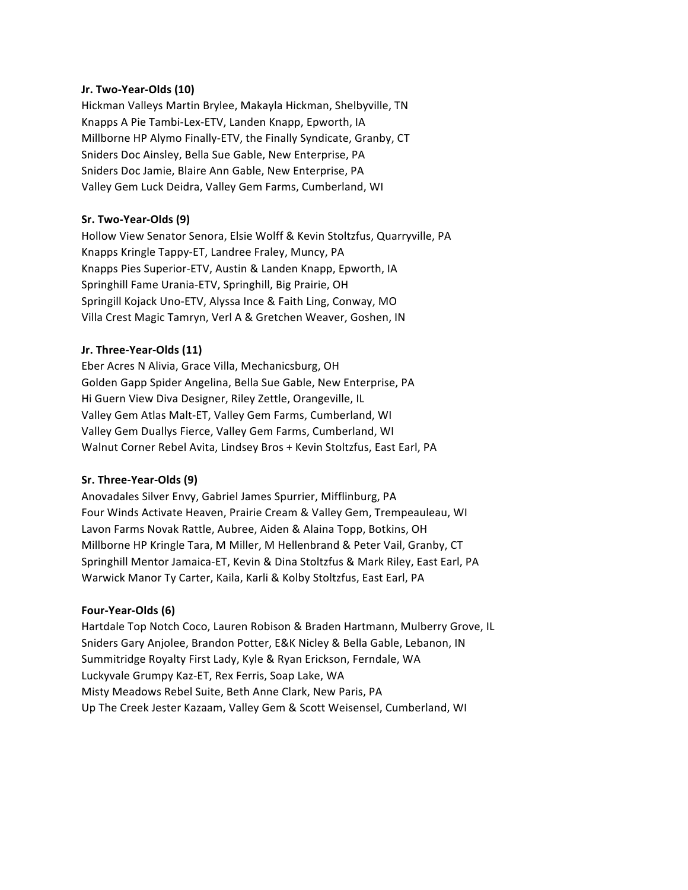**Jr. Two-Year-Olds (10)**

Hickman Valleys Martin Brylee, Makayla Hickman, Shelbyville, TN
Knapps A Pie Tambi-Lex-ETV, Landen Knapp, Epworth, IA
Millborne HP Alymo Finally-ETV, the Finally Syndicate, Granby, CT
Sniders Doc Ainsley, Bella Sue Gable, New Enterprise, PA
Sniders Doc Jamie, Blaire Ann Gable, New Enterprise, PA
Valley Gem Luck Deidra, Valley Gem Farms, Cumberland, WI

**Sr. Two-Year-Olds (9)**

Hollow View Senator Senora, Elsie Wolff & Kevin Stoltzfus, Quarryville, PA
Knapps Kringle Tappy-ET, Landree Fraley, Muncy, PA
Knapps Pies Superior-ETV, Austin & Landen Knapp, Epworth, IA
Springhill Fame Urania-ETV, Springhill, Big Prairie, OH
Springill Kojack Uno-ETV, Alyssa Ince & Faith Ling, Conway, MO
Villa Crest Magic Tamryn, Verl A & Gretchen Weaver, Goshen, IN

**Jr. Three-Year-Olds (11)**

Eber Acres N Alivia, Grace Villa, Mechanicsburg, OH
Golden Gapp Spider Angelina, Bella Sue Gable, New Enterprise, PA
Hi Guern View Diva Designer, Riley Zettle, Orangeville, IL
Valley Gem Atlas Malt-ET, Valley Gem Farms, Cumberland, WI
Valley Gem Duallys Fierce, Valley Gem Farms, Cumberland, WI
Walnut Corner Rebel Avita, Lindsey Bros + Kevin Stoltzfus, East Earl, PA

**Sr. Three-Year-Olds (9)**

Anovadales Silver Envy, Gabriel James Spurrier, Mifflinburg, PA
Four Winds Activate Heaven, Prairie Cream & Valley Gem, Trempeauleau, WI
Lavon Farms Novak Rattle, Aubree, Aiden & Alaina Topp, Botkins, OH
Millborne HP Kringle Tara, M Miller, M Hellenbrand & Peter Vail, Granby, CT
Springhill Mentor Jamaica-ET, Kevin & Dina Stoltzfus & Mark Riley, East Earl, PA
Warwick Manor Ty Carter, Kaila, Karli & Kolby Stoltzfus, East Earl, PA

**Four-Year-Olds (6)**

Hartdale Top Notch Coco, Lauren Robison & Braden Hartmann, Mulberry Grove, IL
Sniders Gary Anjolee, Brandon Potter, E&K Nicley & Bella Gable, Lebanon, IN
Summitridge Royalty First Lady, Kyle & Ryan Erickson, Ferndale, WA
Luckyvale Grumpy Kaz-ET, Rex Ferris, Soap Lake, WA
Misty Meadows Rebel Suite, Beth Anne Clark, New Paris, PA
Up The Creek Jester Kazaam, Valley Gem & Scott Weisensel, Cumberland, WI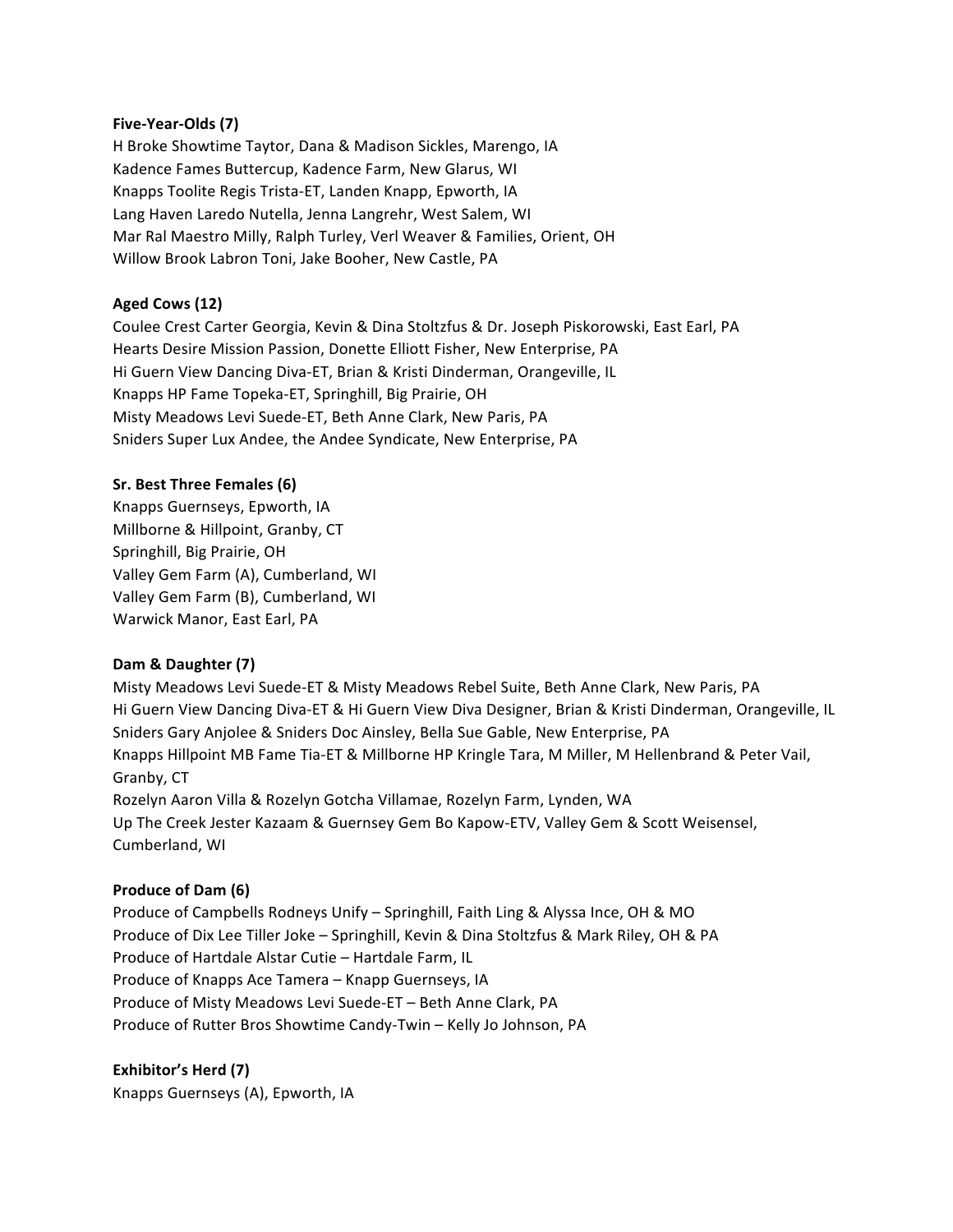**Five-Year-Olds (7)**

H Broke Showtime Taytor, Dana & Madison Sickles, Marengo, IA
Kadence Fames Buttercup, Kadence Farm, New Glarus, WI
Knapps Toolite Regis Trista-ET, Landen Knapp, Epworth, IA
Lang Haven Laredo Nutella, Jenna Langrehr, West Salem, WI
Mar Ral Maestro Milly, Ralph Turley, Verl Weaver & Families, Orient, OH
Willow Brook Labron Toni, Jake Booher, New Castle, PA

**Aged Cows (12)**

Coulee Crest Carter Georgia, Kevin & Dina Stoltzfus & Dr. Joseph Piskorowski, East Earl, PA
Hearts Desire Mission Passion, Donette Elliott Fisher, New Enterprise, PA
Hi Guern View Dancing Diva-ET, Brian & Kristi Dinderman, Orangeville, IL
Knapps HP Fame Topeka-ET, Springhill, Big Prairie, OH
Misty Meadows Levi Suede-ET, Beth Anne Clark, New Paris, PA
Sniders Super Lux Andee, the Andee Syndicate, New Enterprise, PA

**Sr. Best Three Females (6)**

Knapps Guernseys, Epworth, IA
Millborne & Hillpoint, Granby, CT
Springhill, Big Prairie, OH
Valley Gem Farm (A), Cumberland, WI
Valley Gem Farm (B), Cumberland, WI
Warwick Manor, East Earl, PA

**Dam & Daughter (7)**

Misty Meadows Levi Suede-ET & Misty Meadows Rebel Suite, Beth Anne Clark, New Paris, PA
Hi Guern View Dancing Diva-ET & Hi Guern View Diva Designer, Brian & Kristi Dinderman, Orangeville, IL
Sniders Gary Anjolee & Sniders Doc Ainsley, Bella Sue Gable, New Enterprise, PA
Knapps Hillpoint MB Fame Tia-ET & Millborne HP Kringle Tara, M Miller, M Hellenbrand & Peter Vail, Granby, CT
Rozelyn Aaron Villa & Rozelyn Gotcha Villamae, Rozelyn Farm, Lynden, WA
Up The Creek Jester Kazaam & Guernsey Gem Bo Kapow-ETV, Valley Gem & Scott Weisensel, Cumberland, WI

**Produce of Dam (6)**

Produce of Campbells Rodneys Unify – Springhill, Faith Ling & Alyssa Ince, OH & MO
Produce of Dix Lee Tiller Joke – Springhill, Kevin & Dina Stoltzfus & Mark Riley, OH & PA
Produce of Hartdale Alstar Cutie – Hartdale Farm, IL
Produce of Knapps Ace Tamera – Knapp Guernseys, IA
Produce of Misty Meadows Levi Suede-ET – Beth Anne Clark, PA
Produce of Rutter Bros Showtime Candy-Twin – Kelly Jo Johnson, PA

**Exhibitor's Herd (7)**

Knapps Guernseys (A), Epworth, IA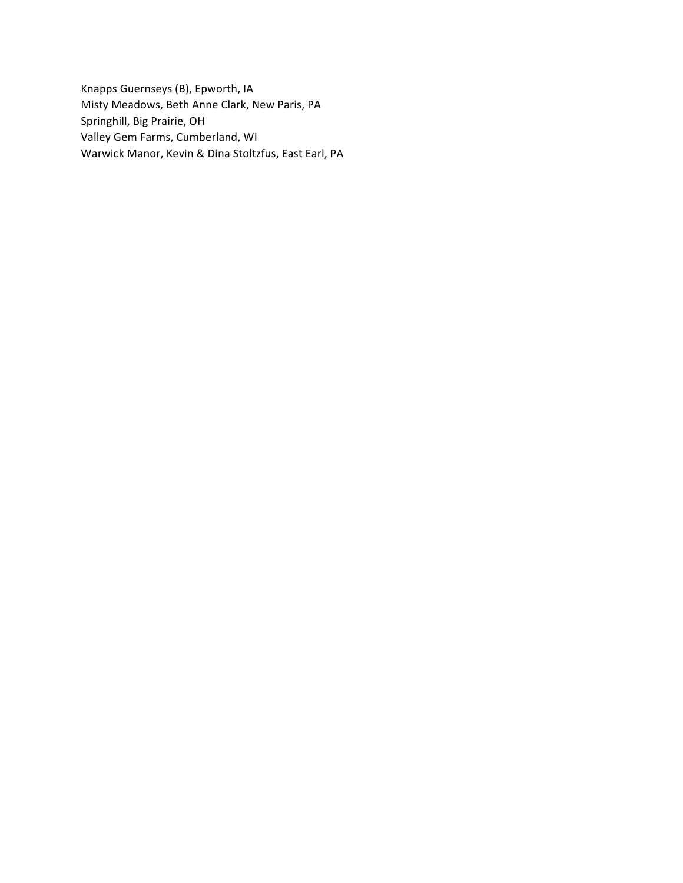Knapps Guernseys (B), Epworth, IA
Misty Meadows, Beth Anne Clark, New Paris, PA
Springhill, Big Prairie, OH
Valley Gem Farms, Cumberland, WI
Warwick Manor, Kevin & Dina Stoltzfus, East Earl, PA